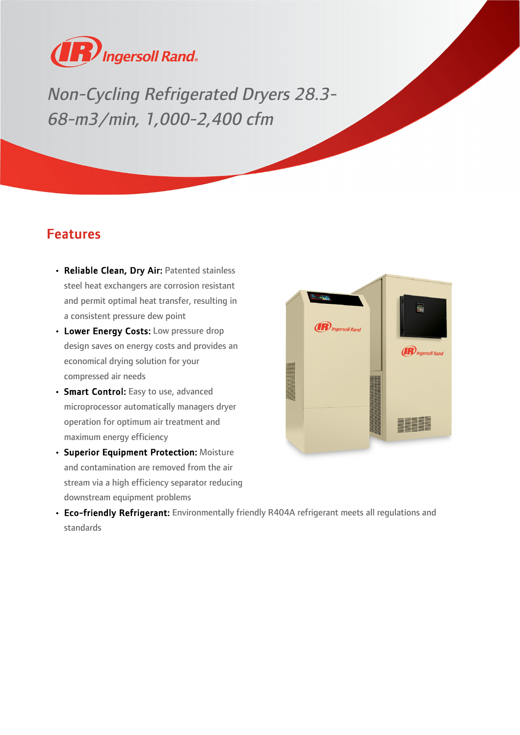Ingersoll Rand

# Non-Cycling Refrigerated Dryers 28.3-68-m3/min, 1,000-2,400 cfm

## Features

- **Reliable Clean, Dry Air:** Patented stainless steel heat exchangers are corrosion resistant and permit optimal heat transfer, resulting in a consistent pressure dew point
- **Lower Energy Costs:** Low pressure drop design saves on energy costs and provides an economical drying solution for your compressed air needs
- **Smart Control:** Easy to use, advanced microprocessor automatically managers dryer operation for optimum air treatment and maximum energy efficiency
- **Superior Equipment Protection:** Moisture and contamination are removed from the air stream via a high efficiency separator reducing downstream equipment problems
- **Eco-friendly Refrigerant:** Environmentally friendly R404A refrigerant meets all regulations and standards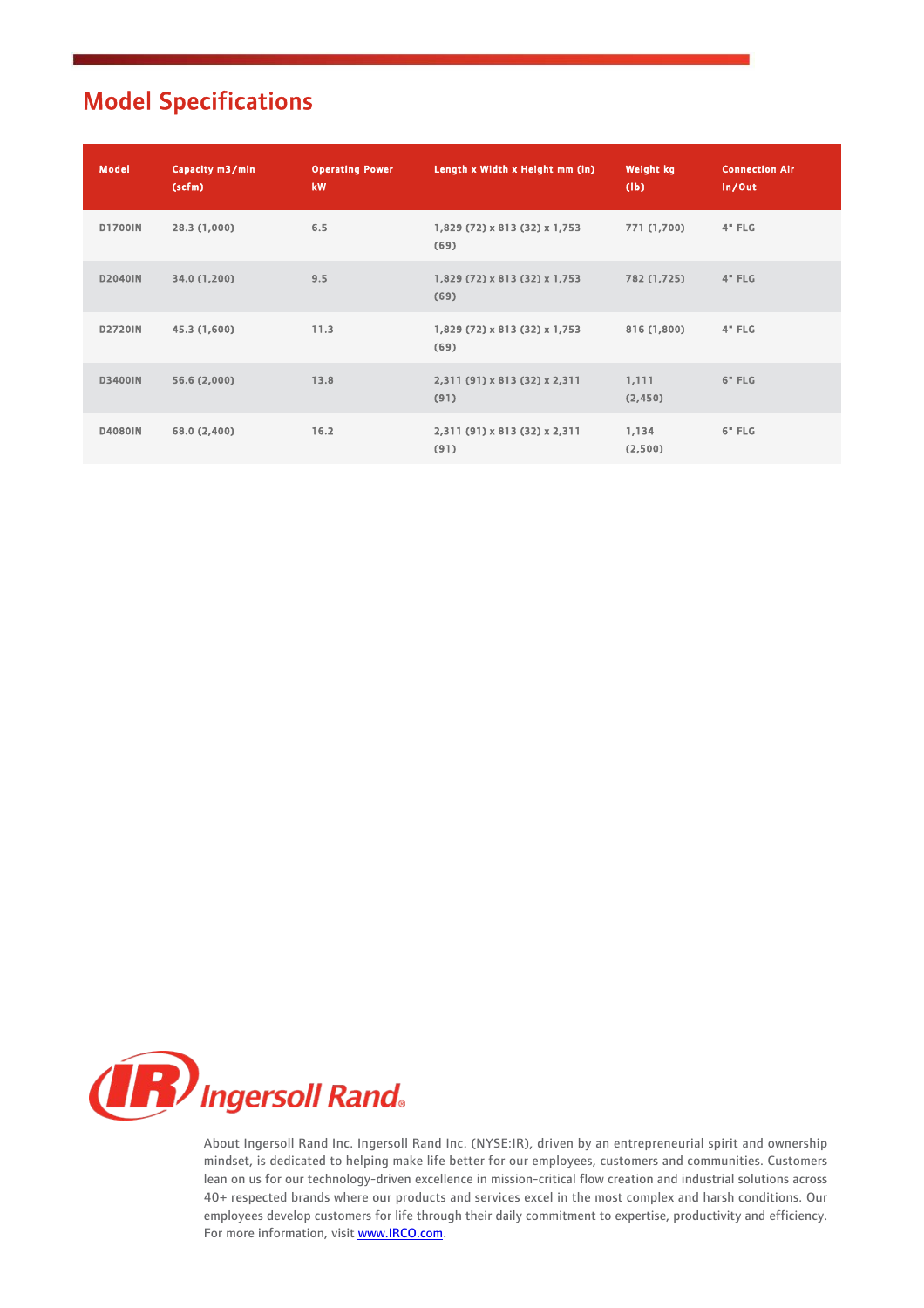## Model Specifications

| Model | Capacity m3/min (scfm) | Operating Power kW | Length x Width x Height mm (in) | Weight kg (lb) | Connection Air In/Out |
|---|---|---|---|---|---|
| D1700IN | 28.3 (1,000) | 6.5 | 1,829 (72) x 813 (32) x 1,753 (69) | 771 (1,700) | 4" FLG |
| D2040IN | 34.0 (1,200) | 9.5 | 1,829 (72) x 813 (32) x 1,753 (69) | 782 (1,725) | 4" FLG |
| D2720IN | 45.3 (1,600) | 11.3 | 1,829 (72) x 813 (32) x 1,753 (69) | 816 (1,800) | 4" FLG |
| D3400IN | 56.6 (2,000) | 13.8 | 2,311 (91) x 813 (32) x 2,311 (91) | 1,111 (2,450) | 6" FLG |
| D4080IN | 68.0 (2,400) | 16.2 | 2,311 (91) x 813 (32) x 2,311 (91) | 1,134 (2,500) | 6" FLG |

Ingersoll Rand®

About Ingersoll Rand Inc. Ingersoll Rand Inc. (NYSE:IR), driven by an entrepreneurial spirit and ownership mindset, is dedicated to helping make life better for our employees, customers and communities. Customers lean on us for our technology-driven excellence in mission-critical flow creation and industrial solutions across 40+ respected brands where our products and services excel in the most complex and harsh conditions. Our employees develop customers for life through their daily commitment to expertise, productivity and efficiency. For more information, visit www.IRCO.com.